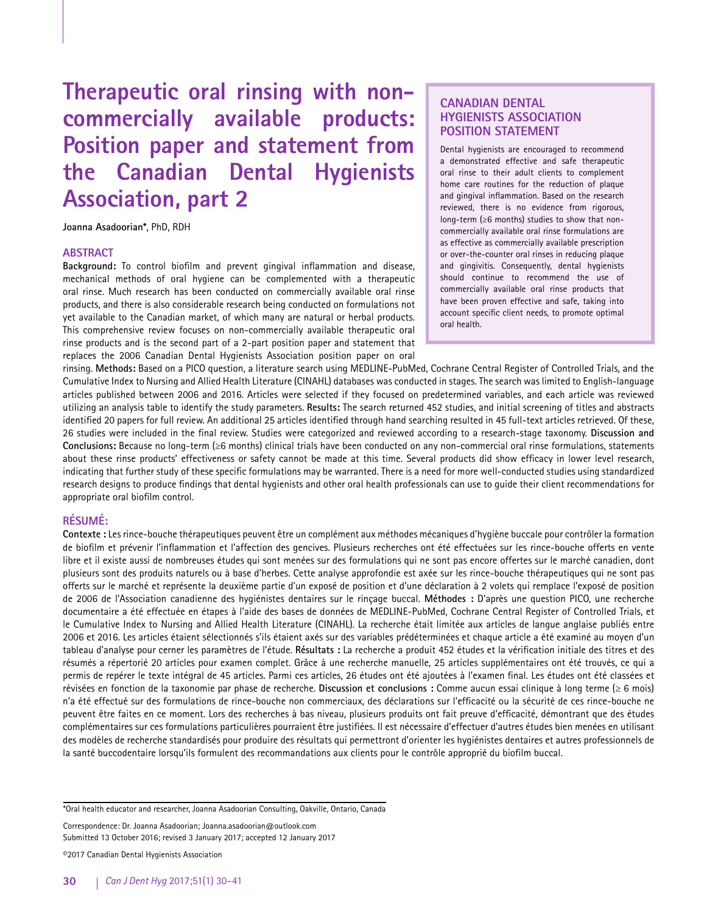# Therapeutic oral rinsing with non-commercially available products: Position paper and statement from the Canadian Dental Hygienists Association, part 2

**Joanna Asadoorian***, PhD, RDH

## CANADIAN DENTAL HYGIENISTS ASSOCIATION POSITION STATEMENT

Dental hygienists are encouraged to recommend a demonstrated effective and safe therapeutic oral rinse to their adult clients to complement home care routines for the reduction of plaque and gingival inflammation. Based on the research reviewed, there is no evidence from rigorous, long-term (≥6 months) studies to show that non-commercially available oral rinse formulations are as effective as commercially available prescription or over-the-counter oral rinses in reducing plaque and gingivitis. Consequently, dental hygienists should continue to recommend the use of commercially available oral rinse products that have been proven effective and safe, taking into account specific client needs, to promote optimal oral health.

## ABSTRACT

**Background:** To control biofilm and prevent gingival inflammation and disease, mechanical methods of oral hygiene can be complemented with a therapeutic oral rinse. Much research has been conducted on commercially available oral rinse products, and there is also considerable research being conducted on formulations not yet available to the Canadian market, of which many are natural or herbal products. This comprehensive review focuses on non-commercially available therapeutic oral rinse products and is the second part of a 2-part position paper and statement that replaces the 2006 Canadian Dental Hygienists Association position paper on oral rinsing. **Methods:** Based on a PICO question, a literature search using MEDLINE-PubMed, Cochrane Central Register of Controlled Trials, and the Cumulative Index to Nursing and Allied Health Literature (CINAHL) databases was conducted in stages. The search was limited to English-language articles published between 2006 and 2016. Articles were selected if they focused on predetermined variables, and each article was reviewed utilizing an analysis table to identify the study parameters. **Results:** The search returned 452 studies, and initial screening of titles and abstracts identified 20 papers for full review. An additional 25 articles identified through hand searching resulted in 45 full-text articles retrieved. Of these, 26 studies were included in the final review. Studies were categorized and reviewed according to a research-stage taxonomy. **Discussion and Conclusions:** Because no long-term (≥6 months) clinical trials have been conducted on any non-commercial oral rinse formulations, statements about these rinse products' effectiveness or safety cannot be made at this time. Several products did show efficacy in lower level research, indicating that further study of these specific formulations may be warranted. There is a need for more well-conducted studies using standardized research designs to produce findings that dental hygienists and other oral health professionals can use to guide their client recommendations for appropriate oral biofilm control.

## RÉSUMÉ:

**Contexte :** Les rince-bouche thérapeutiques peuvent être un complément aux méthodes mécaniques d'hygiène buccale pour contrôler la formation de biofilm et prévenir l'inflammation et l'affection des gencives. Plusieurs recherches ont été effectuées sur les rince-bouche offerts en vente libre et il existe aussi de nombreuses études qui sont menées sur des formulations qui ne sont pas encore offertes sur le marché canadien, dont plusieurs sont des produits naturels ou à base d'herbes. Cette analyse approfondie est axée sur les rince-bouche thérapeutiques qui ne sont pas offerts sur le marché et représente la deuxième partie d'un exposé de position et d'une déclaration à 2 volets qui remplace l'exposé de position de 2006 de l'Association canadienne des hygiénistes dentaires sur le rinçage buccal. **Méthodes :** D'après une question PICO, une recherche documentaire a été effectuée en étapes à l'aide des bases de données de MEDLINE-PubMed, Cochrane Central Register of Controlled Trials, et le Cumulative Index to Nursing and Allied Health Literature (CINAHL). La recherche était limitée aux articles de langue anglaise publiés entre 2006 et 2016. Les articles étaient sélectionnés s'ils étaient axés sur des variables prédéterminées et chaque article a été examiné au moyen d'un tableau d'analyse pour cerner les paramètres de l'étude. **Résultats :** La recherche a produit 452 études et la vérification initiale des titres et des résumés a répertorié 20 articles pour examen complet. Grâce à une recherche manuelle, 25 articles supplémentaires ont été trouvés, ce qui a permis de repérer le texte intégral de 45 articles. Parmi ces articles, 26 études ont été ajoutées à l'examen final. Les études ont été classées et révisées en fonction de la taxonomie par phase de recherche. **Discussion et conclusions :** Comme aucun essai clinique à long terme (≥ 6 mois) n'a été effectué sur des formulations de rince-bouche non commerciaux, des déclarations sur l'efficacité ou la sécurité de ces rince-bouche ne peuvent être faites en ce moment. Lors des recherches à bas niveau, plusieurs produits ont fait preuve d'efficacité, démontrant que des études complémentaires sur ces formulations particulières pourraient être justifiées. Il est nécessaire d'effectuer d'autres études bien menées en utilisant des modèles de recherche standardisés pour produire des résultats qui permettront d'orienter les hygiénistes dentaires et autres professionnels de la santé buccodentaire lorsqu'ils formulent des recommandations aux clients pour le contrôle approprié du biofilm buccal.

---

*Oral health educator and researcher, Joanna Asadoorian Consulting, Oakville, Ontario, Canada

Correspondence: Dr. Joanna Asadoorian; Joanna.asadoorian@outlook.com
Submitted 13 October 2016; revised 3 January 2017; accepted 12 January 2017

©2017 Canadian Dental Hygienists Association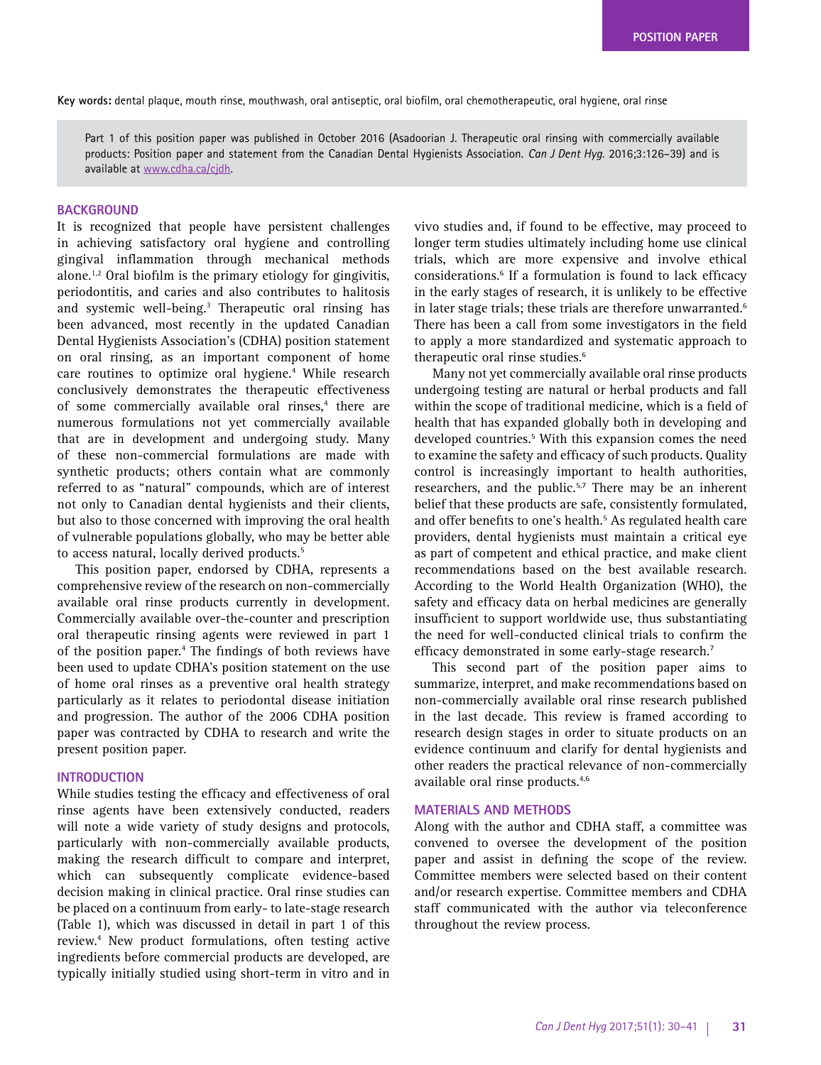**Key words:** dental plaque, mouth rinse, mouthwash, oral antiseptic, oral biofilm, oral chemotherapeutic, oral hygiene, oral rinse

Part 1 of this position paper was published in October 2016 (Asadoorian J. Therapeutic oral rinsing with commercially available products: Position paper and statement from the Canadian Dental Hygienists Association. *Can J Dent Hyg.* 2016;3:126–39) and is available at www.cdha.ca/cjdh.

## BACKGROUND

It is recognized that people have persistent challenges in achieving satisfactory oral hygiene and controlling gingival inflammation through mechanical methods alone.[1,2] Oral biofilm is the primary etiology for gingivitis, periodontitis, and caries and also contributes to halitosis and systemic well-being.[3] Therapeutic oral rinsing has been advanced, most recently in the updated Canadian Dental Hygienists Association's (CDHA) position statement on oral rinsing, as an important component of home care routines to optimize oral hygiene.[4] While research conclusively demonstrates the therapeutic effectiveness of some commercially available oral rinses,[4] there are numerous formulations not yet commercially available that are in development and undergoing study. Many of these non-commercial formulations are made with synthetic products; others contain what are commonly referred to as "natural" compounds, which are of interest not only to Canadian dental hygienists and their clients, but also to those concerned with improving the oral health of vulnerable populations globally, who may be better able to access natural, locally derived products.[5]

This position paper, endorsed by CDHA, represents a comprehensive review of the research on non-commercially available oral rinse products currently in development. Commercially available over-the-counter and prescription oral therapeutic rinsing agents were reviewed in part 1 of the position paper.[4] The findings of both reviews have been used to update CDHA's position statement on the use of home oral rinses as a preventive oral health strategy particularly as it relates to periodontal disease initiation and progression. The author of the 2006 CDHA position paper was contracted by CDHA to research and write the present position paper.

## INTRODUCTION

While studies testing the efficacy and effectiveness of oral rinse agents have been extensively conducted, readers will note a wide variety of study designs and protocols, particularly with non-commercially available products, making the research difficult to compare and interpret, which can subsequently complicate evidence-based decision making in clinical practice. Oral rinse studies can be placed on a continuum from early- to late-stage research (Table 1), which was discussed in detail in part 1 of this review.[4] New product formulations, often testing active ingredients before commercial products are developed, are typically initially studied using short-term in vitro and in vivo studies and, if found to be effective, may proceed to longer term studies ultimately including home use clinical trials, which are more expensive and involve ethical considerations.[6] If a formulation is found to lack efficacy in the early stages of research, it is unlikely to be effective in later stage trials; these trials are therefore unwarranted.[6] There has been a call from some investigators in the field to apply a more standardized and systematic approach to therapeutic oral rinse studies.[6]

Many not yet commercially available oral rinse products undergoing testing are natural or herbal products and fall within the scope of traditional medicine, which is a field of health that has expanded globally both in developing and developed countries.[5] With this expansion comes the need to examine the safety and efficacy of such products. Quality control is increasingly important to health authorities, researchers, and the public.[5,7] There may be an inherent belief that these products are safe, consistently formulated, and offer benefits to one's health.[5] As regulated health care providers, dental hygienists must maintain a critical eye as part of competent and ethical practice, and make client recommendations based on the best available research. According to the World Health Organization (WHO), the safety and efficacy data on herbal medicines are generally insufficient to support worldwide use, thus substantiating the need for well-conducted clinical trials to confirm the efficacy demonstrated in some early-stage research.[7]

This second part of the position paper aims to summarize, interpret, and make recommendations based on non-commercially available oral rinse research published in the last decade. This review is framed according to research design stages in order to situate products on an evidence continuum and clarify for dental hygienists and other readers the practical relevance of non-commercially available oral rinse products.[4,6]

## MATERIALS AND METHODS

Along with the author and CDHA staff, a committee was convened to oversee the development of the position paper and assist in defining the scope of the review. Committee members were selected based on their content and/or research expertise. Committee members and CDHA staff communicated with the author via teleconference throughout the review process.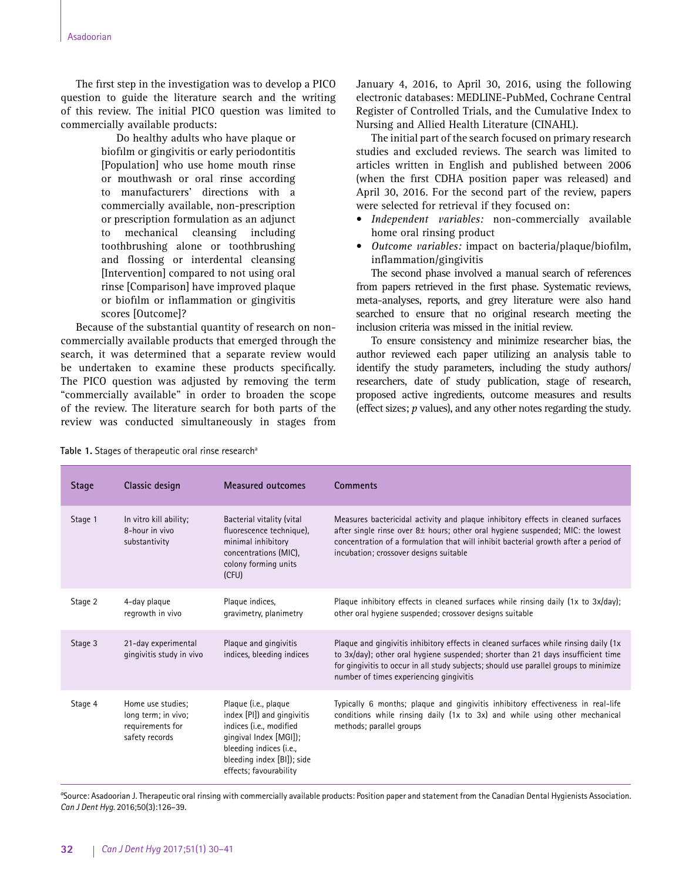The first step in the investigation was to develop a PICO question to guide the literature search and the writing of this review. The initial PICO question was limited to commercially available products:

> Do healthy adults who have plaque or biofilm or gingivitis or early periodontitis [Population] who use home mouth rinse or mouthwash or oral rinse according to manufacturers' directions with a commercially available, non-prescription or prescription formulation as an adjunct to mechanical cleansing including toothbrushing alone or toothbrushing and flossing or interdental cleansing [Intervention] compared to not using oral rinse [Comparison] have improved plaque or biofilm or inflammation or gingivitis scores [Outcome]?

Because of the substantial quantity of research on non-commercially available products that emerged through the search, it was determined that a separate review would be undertaken to examine these products specifically. The PICO question was adjusted by removing the term "commercially available" in order to broaden the scope of the review. The literature search for both parts of the review was conducted simultaneously in stages from January 4, 2016, to April 30, 2016, using the following electronic databases: MEDLINE-PubMed, Cochrane Central Register of Controlled Trials, and the Cumulative Index to Nursing and Allied Health Literature (CINAHL).

The initial part of the search focused on primary research studies and excluded reviews. The search was limited to articles written in English and published between 2006 (when the first CDHA position paper was released) and April 30, 2016. For the second part of the review, papers were selected for retrieval if they focused on:

- *Independent variables:* non-commercially available home oral rinsing product
- *Outcome variables:* impact on bacteria/plaque/biofilm, inflammation/gingivitis

The second phase involved a manual search of references from papers retrieved in the first phase. Systematic reviews, meta-analyses, reports, and grey literature were also hand searched to ensure that no original research meeting the inclusion criteria was missed in the initial review.

To ensure consistency and minimize researcher bias, the author reviewed each paper utilizing an analysis table to identify the study parameters, including the study authors/researchers, date of study publication, stage of research, proposed active ingredients, outcome measures and results (effect sizes; *p* values), and any other notes regarding the study.

**Table 1.** Stages of therapeutic oral rinse research[a]

| Stage | Classic design | Measured outcomes | Comments |
|---|---|---|---|
| Stage 1 | In vitro kill ability; 8-hour in vivo substantivity | Bacterial vitality (vital fluorescence technique), minimal inhibitory concentrations (MIC), colony forming units (CFU) | Measures bactericidal activity and plaque inhibitory effects in cleaned surfaces after single rinse over 8± hours; other oral hygiene suspended; MIC: the lowest concentration of a formulation that will inhibit bacterial growth after a period of incubation; crossover designs suitable |
| Stage 2 | 4-day plaque regrowth in vivo | Plaque indices, gravimetry, planimetry | Plaque inhibitory effects in cleaned surfaces while rinsing daily (1x to 3x/day); other oral hygiene suspended; crossover designs suitable |
| Stage 3 | 21-day experimental gingivitis study in vivo | Plaque and gingivitis indices, bleeding indices | Plaque and gingivitis inhibitory effects in cleaned surfaces while rinsing daily (1x to 3x/day); other oral hygiene suspended; shorter than 21 days insufficient time for gingivitis to occur in all study subjects; should use parallel groups to minimize number of times experiencing gingivitis |
| Stage 4 | Home use studies; long term; in vivo; requirements for safety records | Plaque (i.e., plaque index [PI]) and gingivitis indices (i.e., modified gingival Index [MGI]); bleeding indices (i.e., bleeding index [BI]); side effects; favourability | Typically 6 months; plaque and gingivitis inhibitory effectiveness in real-life conditions while rinsing daily (1x to 3x) and while using other mechanical methods; parallel groups |

[a]Source: Asadoorian J. Therapeutic oral rinsing with commercially available products: Position paper and statement from the Canadian Dental Hygienists Association. *Can J Dent Hyg.* 2016;50(3):126–39.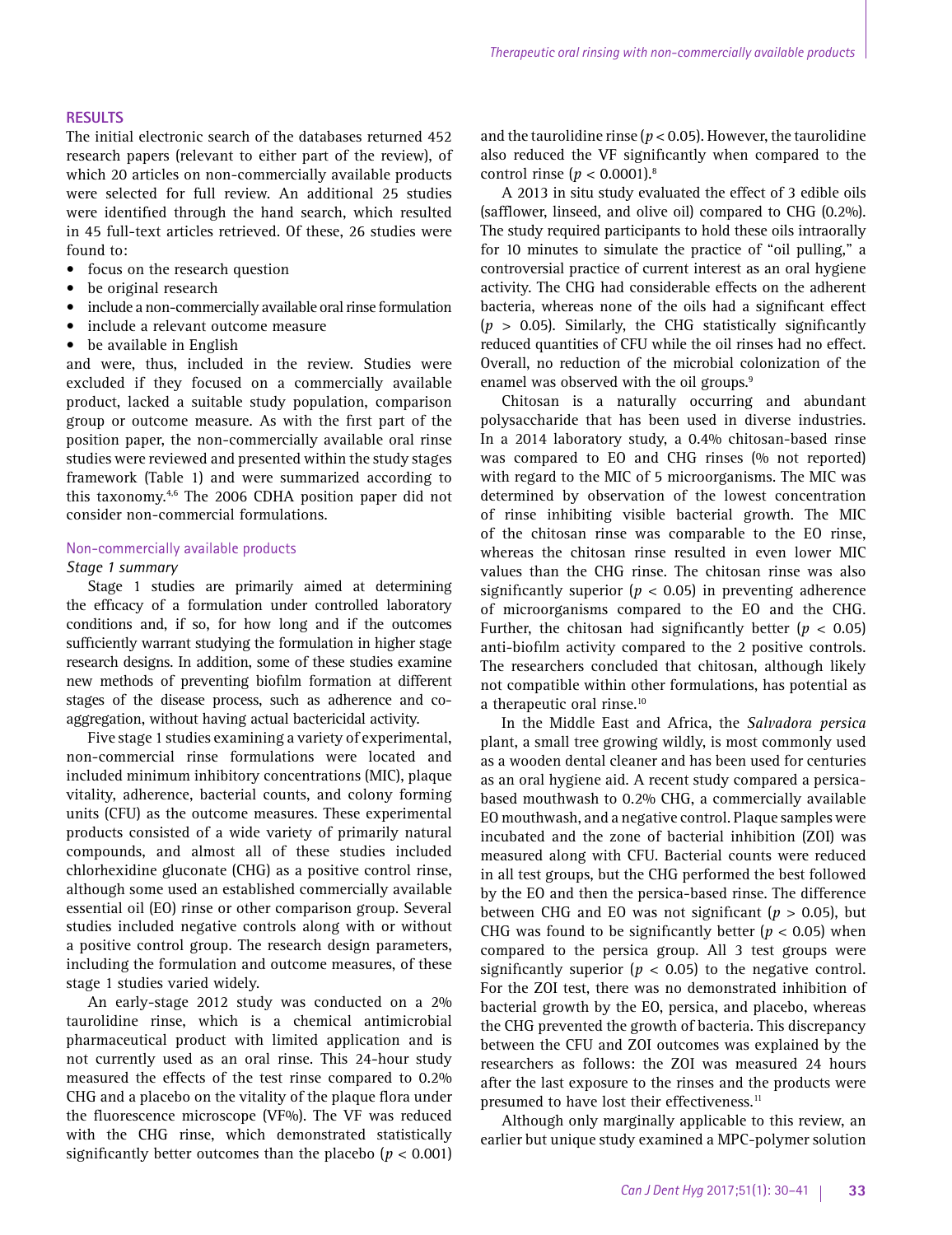## RESULTS

The initial electronic search of the databases returned 452 research papers (relevant to either part of the review), of which 20 articles on non-commercially available products were selected for full review. An additional 25 studies were identified through the hand search, which resulted in 45 full-text articles retrieved. Of these, 26 studies were found to:

- focus on the research question
- be original research
- include a non-commercially available oral rinse formulation
- include a relevant outcome measure
- be available in English

and were, thus, included in the review. Studies were excluded if they focused on a commercially available product, lacked a suitable study population, comparison group or outcome measure. As with the first part of the position paper, the non-commercially available oral rinse studies were reviewed and presented within the study stages framework (Table 1) and were summarized according to this taxonomy.[4,6] The 2006 CDHA position paper did not consider non-commercial formulations.

### Non-commercially available products

#### *Stage 1 summary*

Stage 1 studies are primarily aimed at determining the efficacy of a formulation under controlled laboratory conditions and, if so, for how long and if the outcomes sufficiently warrant studying the formulation in higher stage research designs. In addition, some of these studies examine new methods of preventing biofilm formation at different stages of the disease process, such as adherence and co-aggregation, without having actual bactericidal activity.

Five stage 1 studies examining a variety of experimental, non-commercial rinse formulations were located and included minimum inhibitory concentrations (MIC), plaque vitality, adherence, bacterial counts, and colony forming units (CFU) as the outcome measures. These experimental products consisted of a wide variety of primarily natural compounds, and almost all of these studies included chlorhexidine gluconate (CHG) as a positive control rinse, although some used an established commercially available essential oil (EO) rinse or other comparison group. Several studies included negative controls along with or without a positive control group. The research design parameters, including the formulation and outcome measures, of these stage 1 studies varied widely.

An early-stage 2012 study was conducted on a 2% taurolidine rinse, which is a chemical antimicrobial pharmaceutical product with limited application and is not currently used as an oral rinse. This 24-hour study measured the effects of the test rinse compared to 0.2% CHG and a placebo on the vitality of the plaque flora under the fluorescence microscope (VF%). The VF was reduced with the CHG rinse, which demonstrated statistically significantly better outcomes than the placebo ($p < 0.001$) and the taurolidine rinse ($p < 0.05$). However, the taurolidine also reduced the VF significantly when compared to the control rinse ($p < 0.0001$).[8]

A 2013 in situ study evaluated the effect of 3 edible oils (safflower, linseed, and olive oil) compared to CHG (0.2%). The study required participants to hold these oils intraorally for 10 minutes to simulate the practice of "oil pulling," a controversial practice of current interest as an oral hygiene activity. The CHG had considerable effects on the adherent bacteria, whereas none of the oils had a significant effect ($p > 0.05$). Similarly, the CHG statistically significantly reduced quantities of CFU while the oil rinses had no effect. Overall, no reduction of the microbial colonization of the enamel was observed with the oil groups.[9]

Chitosan is a naturally occurring and abundant polysaccharide that has been used in diverse industries. In a 2014 laboratory study, a 0.4% chitosan-based rinse was compared to EO and CHG rinses (% not reported) with regard to the MIC of 5 microorganisms. The MIC was determined by observation of the lowest concentration of rinse inhibiting visible bacterial growth. The MIC of the chitosan rinse was comparable to the EO rinse, whereas the chitosan rinse resulted in even lower MIC values than the CHG rinse. The chitosan rinse was also significantly superior ($p < 0.05$) in preventing adherence of microorganisms compared to the EO and the CHG. Further, the chitosan had significantly better ($p < 0.05$) anti-biofilm activity compared to the 2 positive controls. The researchers concluded that chitosan, although likely not compatible within other formulations, has potential as a therapeutic oral rinse.[10]

In the Middle East and Africa, the *Salvadora persica* plant, a small tree growing wildly, is most commonly used as a wooden dental cleaner and has been used for centuries as an oral hygiene aid. A recent study compared a persica-based mouthwash to 0.2% CHG, a commercially available EO mouthwash, and a negative control. Plaque samples were incubated and the zone of bacterial inhibition (ZOI) was measured along with CFU. Bacterial counts were reduced in all test groups, but the CHG performed the best followed by the EO and then the persica-based rinse. The difference between CHG and EO was not significant ($p > 0.05$), but CHG was found to be significantly better ($p < 0.05$) when compared to the persica group. All 3 test groups were significantly superior ($p < 0.05$) to the negative control. For the ZOI test, there was no demonstrated inhibition of bacterial growth by the EO, persica, and placebo, whereas the CHG prevented the growth of bacteria. This discrepancy between the CFU and ZOI outcomes was explained by the researchers as follows: the ZOI was measured 24 hours after the last exposure to the rinses and the products were presumed to have lost their effectiveness.[11]

Although only marginally applicable to this review, an earlier but unique study examined a MPC-polymer solution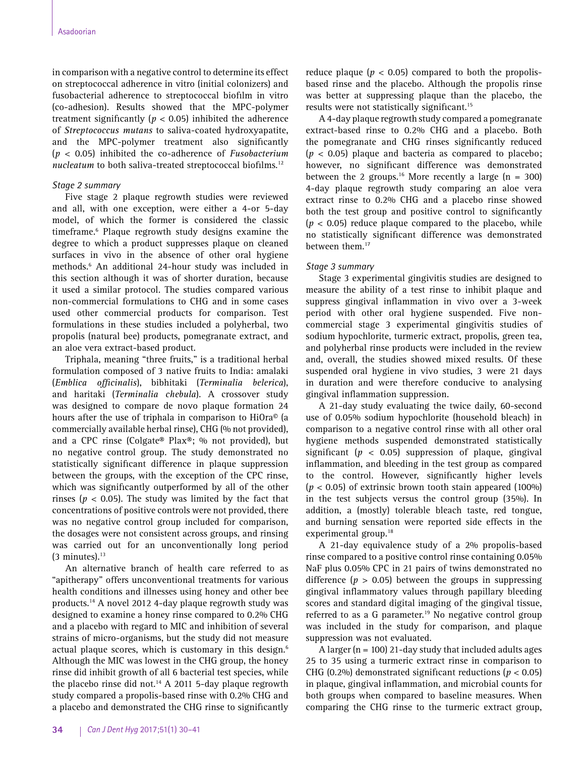in comparison with a negative control to determine its effect on streptococcal adherence in vitro (initial colonizers) and fusobacterial adherence to streptococcal biofilm in vitro (co-adhesion). Results showed that the MPC-polymer treatment significantly ($p < 0.05$) inhibited the adherence of *Streptococcus mutans* to saliva-coated hydroxyapatite, and the MPC-polymer treatment also significantly ($p < 0.05$) inhibited the co-adherence of *Fusobacterium nucleatum* to both saliva-treated streptococcal biofilms.[12]

*Stage 2 summary*

Five stage 2 plaque regrowth studies were reviewed and all, with one exception, were either a 4-or 5-day model, of which the former is considered the classic timeframe.[6] Plaque regrowth study designs examine the degree to which a product suppresses plaque on cleaned surfaces in vivo in the absence of other oral hygiene methods.[6] An additional 24-hour study was included in this section although it was of shorter duration, because it used a similar protocol. The studies compared various non-commercial formulations to CHG and in some cases used other commercial products for comparison. Test formulations in these studies included a polyherbal, two propolis (natural bee) products, pomegranate extract, and an aloe vera extract-based product.

Triphala, meaning "three fruits," is a traditional herbal formulation composed of 3 native fruits to India: amalaki (*Emblica officinalis*), bibhitaki (*Terminalia belerica*), and haritaki (*Terminalia chebula*). A crossover study was designed to compare de novo plaque formation 24 hours after the use of triphala in comparison to HiOra© (a commercially available herbal rinse), CHG (% not provided), and a CPC rinse (Colgate® Plax®; % not provided), but no negative control group. The study demonstrated no statistically significant difference in plaque suppression between the groups, with the exception of the CPC rinse, which was significantly outperformed by all of the other rinses ($p < 0.05$). The study was limited by the fact that concentrations of positive controls were not provided, there was no negative control group included for comparison, the dosages were not consistent across groups, and rinsing was carried out for an unconventionally long period (3 minutes).[13]

An alternative branch of health care referred to as "apitherapy" offers unconventional treatments for various health conditions and illnesses using honey and other bee products.[14] A novel 2012 4-day plaque regrowth study was designed to examine a honey rinse compared to 0.2% CHG and a placebo with regard to MIC and inhibition of several strains of micro-organisms, but the study did not measure actual plaque scores, which is customary in this design.[6] Although the MIC was lowest in the CHG group, the honey rinse did inhibit growth of all 6 bacterial test species, while the placebo rinse did not.[14] A 2011 5-day plaque regrowth study compared a propolis-based rinse with 0.2% CHG and a placebo and demonstrated the CHG rinse to significantly reduce plaque ($p < 0.05$) compared to both the propolis-based rinse and the placebo. Although the propolis rinse was better at suppressing plaque than the placebo, the results were not statistically significant.[15]

A 4-day plaque regrowth study compared a pomegranate extract-based rinse to 0.2% CHG and a placebo. Both the pomegranate and CHG rinses significantly reduced ($p < 0.05$) plaque and bacteria as compared to placebo; however, no significant difference was demonstrated between the 2 groups.[16] More recently a large (n = 300) 4-day plaque regrowth study comparing an aloe vera extract rinse to 0.2% CHG and a placebo rinse showed both the test group and positive control to significantly ($p < 0.05$) reduce plaque compared to the placebo, while no statistically significant difference was demonstrated between them.[17]

*Stage 3 summary*

Stage 3 experimental gingivitis studies are designed to measure the ability of a test rinse to inhibit plaque and suppress gingival inflammation in vivo over a 3-week period with other oral hygiene suspended. Five non-commercial stage 3 experimental gingivitis studies of sodium hypochlorite, turmeric extract, propolis, green tea, and polyherbal rinse products were included in the review and, overall, the studies showed mixed results. Of these suspended oral hygiene in vivo studies, 3 were 21 days in duration and were therefore conducive to analysing gingival inflammation suppression.

A 21-day study evaluating the twice daily, 60-second use of 0.05% sodium hypochlorite (household bleach) in comparison to a negative control rinse with all other oral hygiene methods suspended demonstrated statistically significant ($p < 0.05$) suppression of plaque, gingival inflammation, and bleeding in the test group as compared to the control. However, significantly higher levels ($p < 0.05$) of extrinsic brown tooth stain appeared (100%) in the test subjects versus the control group (35%). In addition, a (mostly) tolerable bleach taste, red tongue, and burning sensation were reported side effects in the experimental group.[18]

A 21-day equivalence study of a 2% propolis-based rinse compared to a positive control rinse containing 0.05% NaF plus 0.05% CPC in 21 pairs of twins demonstrated no difference ($p > 0.05$) between the groups in suppressing gingival inflammatory values through papillary bleeding scores and standard digital imaging of the gingival tissue, referred to as a G parameter.[19] No negative control group was included in the study for comparison, and plaque suppression was not evaluated.

A larger (n = 100) 21-day study that included adults ages 25 to 35 using a turmeric extract rinse in comparison to CHG (0.2%) demonstrated significant reductions ($p < 0.05$) in plaque, gingival inflammation, and microbial counts for both groups when compared to baseline measures. When comparing the CHG rinse to the turmeric extract group,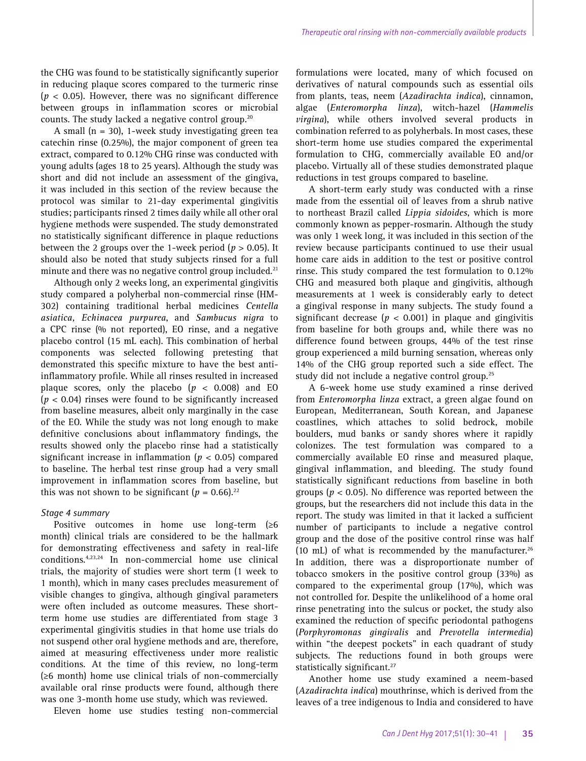the CHG was found to be statistically significantly superior in reducing plaque scores compared to the turmeric rinse ($p < 0.05$). However, there was no significant difference between groups in inflammation scores or microbial counts. The study lacked a negative control group.[20]

A small (n = 30), 1-week study investigating green tea catechin rinse (0.25%), the major component of green tea extract, compared to 0.12% CHG rinse was conducted with young adults (ages 18 to 25 years). Although the study was short and did not include an assessment of the gingiva, it was included in this section of the review because the protocol was similar to 21-day experimental gingivitis studies; participants rinsed 2 times daily while all other oral hygiene methods were suspended. The study demonstrated no statistically significant difference in plaque reductions between the 2 groups over the 1-week period ($p > 0.05$). It should also be noted that study subjects rinsed for a full minute and there was no negative control group included.[21]

Although only 2 weeks long, an experimental gingivitis study compared a polyherbal non-commercial rinse (HM-302) containing traditional herbal medicines *Centella asiatica, Echinacea purpurea*, and *Sambucus nigra* to a CPC rinse (% not reported), EO rinse, and a negative placebo control (15 mL each). This combination of herbal components was selected following pretesting that demonstrated this specific mixture to have the best anti-inflammatory profile. While all rinses resulted in increased plaque scores, only the placebo ($p < 0.008$) and EO ($p < 0.04$) rinses were found to be significantly increased from baseline measures, albeit only marginally in the case of the EO. While the study was not long enough to make definitive conclusions about inflammatory findings, the results showed only the placebo rinse had a statistically significant increase in inflammation ($p < 0.05$) compared to baseline. The herbal test rinse group had a very small improvement in inflammation scores from baseline, but this was not shown to be significant ($p = 0.66$).[22]

*Stage 4 summary*

Positive outcomes in home use long-term (≥6 month) clinical trials are considered to be the hallmark for demonstrating effectiveness and safety in real-life conditions.[4,23,24] In non-commercial home use clinical trials, the majority of studies were short term (1 week to 1 month), which in many cases precludes measurement of visible changes to gingiva, although gingival parameters were often included as outcome measures. These short-term home use studies are differentiated from stage 3 experimental gingivitis studies in that home use trials do not suspend other oral hygiene methods and are, therefore, aimed at measuring effectiveness under more realistic conditions. At the time of this review, no long-term (≥6 month) home use clinical trials of non-commercially available oral rinse products were found, although there was one 3-month home use study, which was reviewed.

Eleven home use studies testing non-commercial formulations were located, many of which focused on derivatives of natural compounds such as essential oils from plants, teas, neem (*Azadirachta indica*), cinnamon, algae (*Enteromorpha linza*), witch-hazel (*Hammelis virgina*), while others involved several products in combination referred to as polyherbals. In most cases, these short-term home use studies compared the experimental formulation to CHG, commercially available EO and/or placebo. Virtually all of these studies demonstrated plaque reductions in test groups compared to baseline.

A short-term early study was conducted with a rinse made from the essential oil of leaves from a shrub native to northeast Brazil called *Lippia sidoides*, which is more commonly known as pepper-rosmarin. Although the study was only 1 week long, it was included in this section of the review because participants continued to use their usual home care aids in addition to the test or positive control rinse. This study compared the test formulation to 0.12% CHG and measured both plaque and gingivitis, although measurements at 1 week is considerably early to detect a gingival response in many subjects. The study found a significant decrease ($p < 0.001$) in plaque and gingivitis from baseline for both groups and, while there was no difference found between groups, 44% of the test rinse group experienced a mild burning sensation, whereas only 14% of the CHG group reported such a side effect. The study did not include a negative control group.[25]

A 6-week home use study examined a rinse derived from *Enteromorpha linza* extract, a green algae found on European, Mediterranean, South Korean, and Japanese coastlines, which attaches to solid bedrock, mobile boulders, mud banks or sandy shores where it rapidly colonizes. The test formulation was compared to a commercially available EO rinse and measured plaque, gingival inflammation, and bleeding. The study found statistically significant reductions from baseline in both groups ($p < 0.05$). No difference was reported between the groups, but the researchers did not include this data in the report. The study was limited in that it lacked a sufficient number of participants to include a negative control group and the dose of the positive control rinse was half (10 mL) of what is recommended by the manufacturer.[26] In addition, there was a disproportionate number of tobacco smokers in the positive control group (33%) as compared to the experimental group (17%), which was not controlled for. Despite the unlikelihood of a home oral rinse penetrating into the sulcus or pocket, the study also examined the reduction of specific periodontal pathogens (*Porphyromonas gingivalis* and *Prevotella intermedia*) within "the deepest pockets" in each quadrant of study subjects. The reductions found in both groups were statistically significant.[27]

Another home use study examined a neem-based (*Azadirachta indica*) mouthrinse, which is derived from the leaves of a tree indigenous to India and considered to have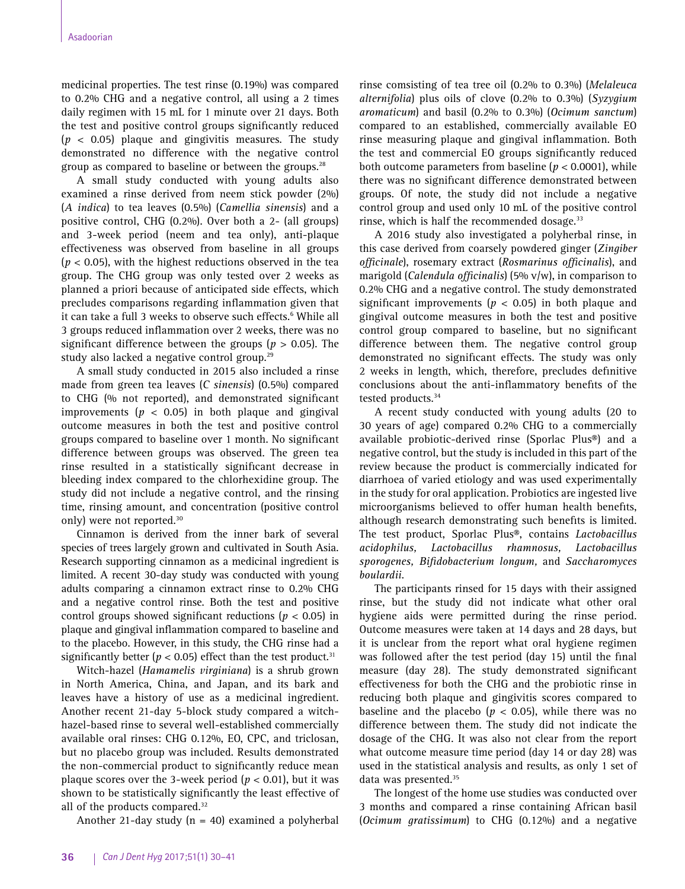medicinal properties. The test rinse (0.19%) was compared to 0.2% CHG and a negative control, all using a 2 times daily regimen with 15 mL for 1 minute over 21 days. Both the test and positive control groups significantly reduced ($p < 0.05$) plaque and gingivitis measures. The study demonstrated no difference with the negative control group as compared to baseline or between the groups.[28]

A small study conducted with young adults also examined a rinse derived from neem stick powder (2%) (*A indica*) to tea leaves (0.5%) (*Camellia sinensis*) and a positive control, CHG (0.2%). Over both a 2- (all groups) and 3-week period (neem and tea only), anti-plaque effectiveness was observed from baseline in all groups ($p < 0.05$), with the highest reductions observed in the tea group. The CHG group was only tested over 2 weeks as planned a priori because of anticipated side effects, which precludes comparisons regarding inflammation given that it can take a full 3 weeks to observe such effects.[6] While all 3 groups reduced inflammation over 2 weeks, there was no significant difference between the groups ($p > 0.05$). The study also lacked a negative control group.[29]

A small study conducted in 2015 also included a rinse made from green tea leaves (*C sinensis*) (0.5%) compared to CHG (% not reported), and demonstrated significant improvements ($p < 0.05$) in both plaque and gingival outcome measures in both the test and positive control groups compared to baseline over 1 month. No significant difference between groups was observed. The green tea rinse resulted in a statistically significant decrease in bleeding index compared to the chlorhexidine group. The study did not include a negative control, and the rinsing time, rinsing amount, and concentration (positive control only) were not reported.[30]

Cinnamon is derived from the inner bark of several species of trees largely grown and cultivated in South Asia. Research supporting cinnamon as a medicinal ingredient is limited. A recent 30-day study was conducted with young adults comparing a cinnamon extract rinse to 0.2% CHG and a negative control rinse. Both the test and positive control groups showed significant reductions ($p < 0.05$) in plaque and gingival inflammation compared to baseline and to the placebo. However, in this study, the CHG rinse had a significantly better ($p < 0.05$) effect than the test product.[31]

Witch-hazel (*Hamamelis virginiana*) is a shrub grown in North America, China, and Japan, and its bark and leaves have a history of use as a medicinal ingredient. Another recent 21-day 5-block study compared a witch-hazel-based rinse to several well-established commercially available oral rinses: CHG 0.12%, EO, CPC, and triclosan, but no placebo group was included. Results demonstrated the non-commercial product to significantly reduce mean plaque scores over the 3-week period ($p < 0.01$), but it was shown to be statistically significantly the least effective of all of the products compared.[32]

Another 21-day study (n = 40) examined a polyherbal rinse comsisting of tea tree oil (0.2% to 0.3%) (*Melaleuca alternifolia*) plus oils of clove (0.2% to 0.3%) (*Syzygium aromaticum*) and basil (0.2% to 0.3%) (*Ocimum sanctum*) compared to an established, commercially available EO rinse measuring plaque and gingival inflammation. Both the test and commercial EO groups significantly reduced both outcome parameters from baseline ($p < 0.0001$), while there was no significant difference demonstrated between groups. Of note, the study did not include a negative control group and used only 10 mL of the positive control rinse, which is half the recommended dosage.[33]

A 2016 study also investigated a polyherbal rinse, in this case derived from coarsely powdered ginger (*Zingiber officinale*), rosemary extract (*Rosmarinus officinalis*), and marigold (*Calendula officinalis*) (5% v/w), in comparison to 0.2% CHG and a negative control. The study demonstrated significant improvements ($p < 0.05$) in both plaque and gingival outcome measures in both the test and positive control group compared to baseline, but no significant difference between them. The negative control group demonstrated no significant effects. The study was only 2 weeks in length, which, therefore, precludes definitive conclusions about the anti-inflammatory benefits of the tested products.[34]

A recent study conducted with young adults (20 to 30 years of age) compared 0.2% CHG to a commercially available probiotic-derived rinse (Sporlac Plus®) and a negative control, but the study is included in this part of the review because the product is commercially indicated for diarrhoea of varied etiology and was used experimentally in the study for oral application. Probiotics are ingested live microorganisms believed to offer human health benefits, although research demonstrating such benefits is limited. The test product, Sporlac Plus®, contains *Lactobacillus acidophilus, Lactobacillus rhamnosus, Lactobacillus sporogenes, Bifidobacterium longum,* and *Saccharomyces boulardii*.

The participants rinsed for 15 days with their assigned rinse, but the study did not indicate what other oral hygiene aids were permitted during the rinse period. Outcome measures were taken at 14 days and 28 days, but it is unclear from the report what oral hygiene regimen was followed after the test period (day 15) until the final measure (day 28). The study demonstrated significant effectiveness for both the CHG and the probiotic rinse in reducing both plaque and gingivitis scores compared to baseline and the placebo ($p < 0.05$), while there was no difference between them. The study did not indicate the dosage of the CHG. It was also not clear from the report what outcome measure time period (day 14 or day 28) was used in the statistical analysis and results, as only 1 set of data was presented.[35]

The longest of the home use studies was conducted over 3 months and compared a rinse containing African basil (*Ocimum gratissimum*) to CHG (0.12%) and a negative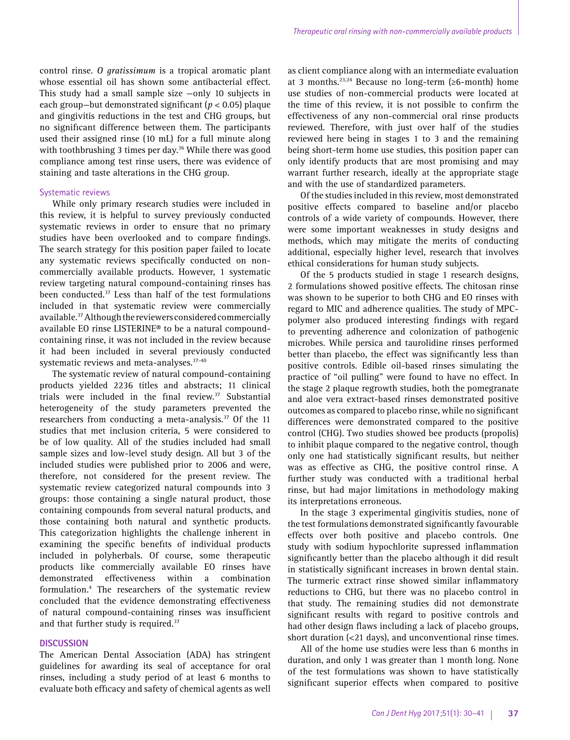control rinse. *O gratissimum* is a tropical aromatic plant whose essential oil has shown some antibacterial effect. This study had a small sample size —only 10 subjects in each group—but demonstrated significant ($p < 0.05$) plaque and gingivitis reductions in the test and CHG groups, but no significant difference between them. The participants used their assigned rinse (10 mL) for a full minute along with toothbrushing 3 times per day.[36] While there was good compliance among test rinse users, there was evidence of staining and taste alterations in the CHG group.

### Systematic reviews

While only primary research studies were included in this review, it is helpful to survey previously conducted systematic reviews in order to ensure that no primary studies have been overlooked and to compare findings. The search strategy for this position paper failed to locate any systematic reviews specifically conducted on non-commercially available products. However, 1 systematic review targeting natural compound-containing rinses has been conducted.[37] Less than half of the test formulations included in that systematic review were commercially available.[37] Although the reviewers considered commercially available EO rinse LISTERINE® to be a natural compound-containing rinse, it was not included in the review because it had been included in several previously conducted systematic reviews and meta-analyses.[37-40]

The systematic review of natural compound-containing products yielded 2236 titles and abstracts; 11 clinical trials were included in the final review.[37] Substantial heterogeneity of the study parameters prevented the researchers from conducting a meta-analysis.[37] Of the 11 studies that met inclusion criteria, 5 were considered to be of low quality. All of the studies included had small sample sizes and low-level study design. All but 3 of the included studies were published prior to 2006 and were, therefore, not considered for the present review. The systematic review categorized natural compounds into 3 groups: those containing a single natural product, those containing compounds from several natural products, and those containing both natural and synthetic products. This categorization highlights the challenge inherent in examining the specific benefits of individual products included in polyherbals. Of course, some therapeutic products like commercially available EO rinses have demonstrated effectiveness within a combination formulation.[4] The researchers of the systematic review concluded that the evidence demonstrating effectiveness of natural compound-containing rinses was insufficient and that further study is required.[37]

## DISCUSSION

The American Dental Association (ADA) has stringent guidelines for awarding its seal of acceptance for oral rinses, including a study period of at least 6 months to evaluate both efficacy and safety of chemical agents as well as client compliance along with an intermediate evaluation at 3 months.[23,24] Because no long-term (≥6-month) home use studies of non-commercial products were located at the time of this review, it is not possible to confirm the effectiveness of any non-commercial oral rinse products reviewed. Therefore, with just over half of the studies reviewed here being in stages 1 to 3 and the remaining being short-term home use studies, this position paper can only identify products that are most promising and may warrant further research, ideally at the appropriate stage and with the use of standardized parameters.

Of the studies included in this review, most demonstrated positive effects compared to baseline and/or placebo controls of a wide variety of compounds. However, there were some important weaknesses in study designs and methods, which may mitigate the merits of conducting additional, especially higher level, research that involves ethical considerations for human study subjects.

Of the 5 products studied in stage 1 research designs, 2 formulations showed positive effects. The chitosan rinse was shown to be superior to both CHG and EO rinses with regard to MIC and adherence qualities. The study of MPC-polymer also produced interesting findings with regard to preventing adherence and colonization of pathogenic microbes. While persica and taurolidine rinses performed better than placebo, the effect was significantly less than positive controls. Edible oil-based rinses simulating the practice of "oil pulling" were found to have no effect. In the stage 2 plaque regrowth studies, both the pomegranate and aloe vera extract-based rinses demonstrated positive outcomes as compared to placebo rinse, while no significant differences were demonstrated compared to the positive control (CHG). Two studies showed bee products (propolis) to inhibit plaque compared to the negative control, though only one had statistically significant results, but neither was as effective as CHG, the positive control rinse. A further study was conducted with a traditional herbal rinse, but had major limitations in methodology making its interpretations erroneous.

In the stage 3 experimental gingivitis studies, none of the test formulations demonstrated significantly favourable effects over both positive and placebo controls. One study with sodium hypochlorite supressed inflammation significantly better than the placebo although it did result in statistically significant increases in brown dental stain. The turmeric extract rinse showed similar inflammatory reductions to CHG, but there was no placebo control in that study. The remaining studies did not demonstrate significant results with regard to positive controls and had other design flaws including a lack of placebo groups, short duration (<21 days), and unconventional rinse times.

All of the home use studies were less than 6 months in duration, and only 1 was greater than 1 month long. None of the test formulations was shown to have statistically significant superior effects when compared to positive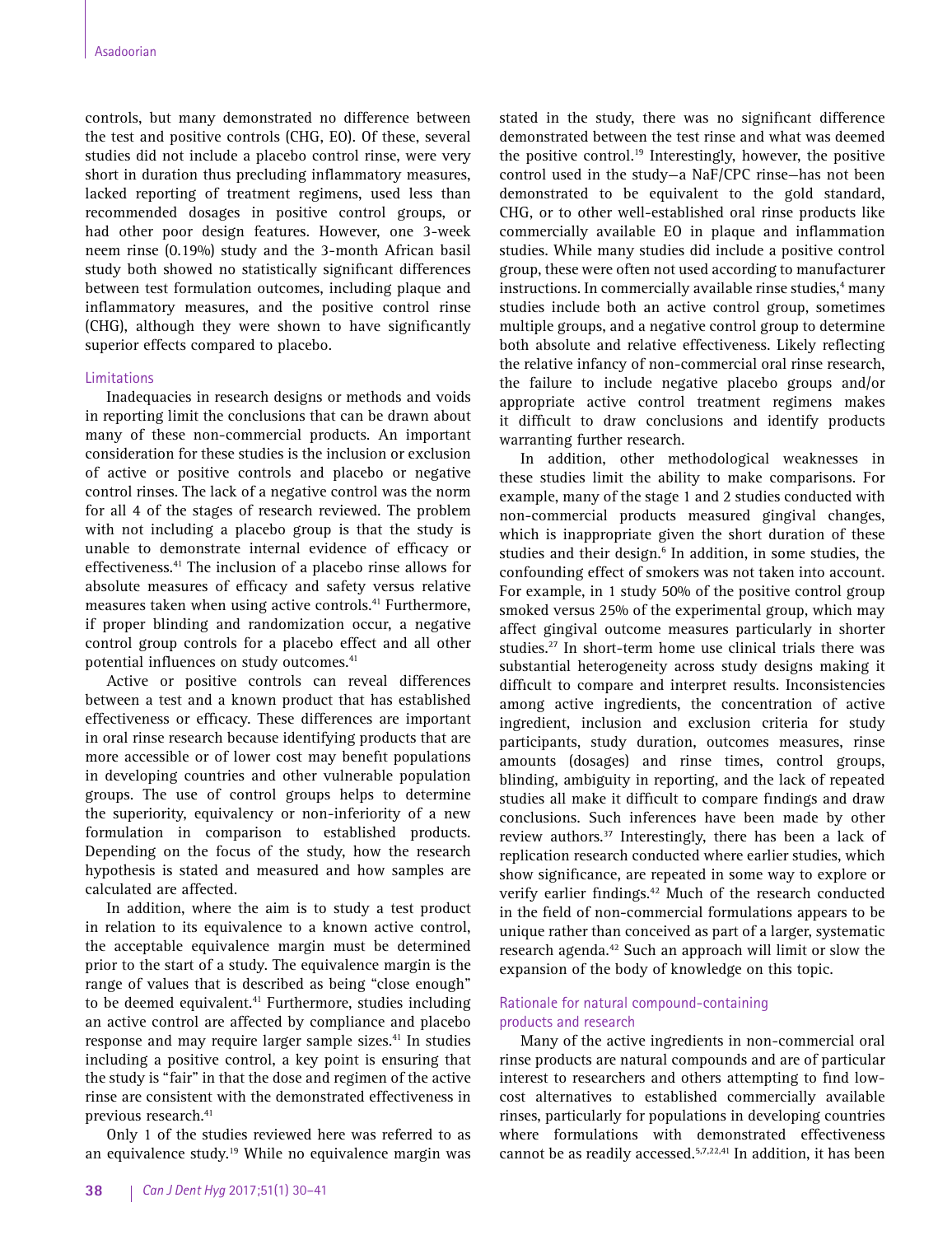controls, but many demonstrated no difference between the test and positive controls (CHG, EO). Of these, several studies did not include a placebo control rinse, were very short in duration thus precluding inflammatory measures, lacked reporting of treatment regimens, used less than recommended dosages in positive control groups, or had other poor design features. However, one 3-week neem rinse (0.19%) study and the 3-month African basil study both showed no statistically significant differences between test formulation outcomes, including plaque and inflammatory measures, and the positive control rinse (CHG), although they were shown to have significantly superior effects compared to placebo.

### Limitations

Inadequacies in research designs or methods and voids in reporting limit the conclusions that can be drawn about many of these non-commercial products. An important consideration for these studies is the inclusion or exclusion of active or positive controls and placebo or negative control rinses. The lack of a negative control was the norm for all 4 of the stages of research reviewed. The problem with not including a placebo group is that the study is unable to demonstrate internal evidence of efficacy or effectiveness.[41] The inclusion of a placebo rinse allows for absolute measures of efficacy and safety versus relative measures taken when using active controls.[41] Furthermore, if proper blinding and randomization occur, a negative control group controls for a placebo effect and all other potential influences on study outcomes.[41]

Active or positive controls can reveal differences between a test and a known product that has established effectiveness or efficacy. These differences are important in oral rinse research because identifying products that are more accessible or of lower cost may benefit populations in developing countries and other vulnerable population groups. The use of control groups helps to determine the superiority, equivalency or non-inferiority of a new formulation in comparison to established products. Depending on the focus of the study, how the research hypothesis is stated and measured and how samples are calculated are affected.

In addition, where the aim is to study a test product in relation to its equivalence to a known active control, the acceptable equivalence margin must be determined prior to the start of a study. The equivalence margin is the range of values that is described as being "close enough" to be deemed equivalent.[41] Furthermore, studies including an active control are affected by compliance and placebo response and may require larger sample sizes.[41] In studies including a positive control, a key point is ensuring that the study is "fair" in that the dose and regimen of the active rinse are consistent with the demonstrated effectiveness in previous research.[41]

Only 1 of the studies reviewed here was referred to as an equivalence study.[19] While no equivalence margin was stated in the study, there was no significant difference demonstrated between the test rinse and what was deemed the positive control.[19] Interestingly, however, the positive control used in the study—a NaF/CPC rinse—has not been demonstrated to be equivalent to the gold standard, CHG, or to other well-established oral rinse products like commercially available EO in plaque and inflammation studies. While many studies did include a positive control group, these were often not used according to manufacturer instructions. In commercially available rinse studies,[4] many studies include both an active control group, sometimes multiple groups, and a negative control group to determine both absolute and relative effectiveness. Likely reflecting the relative infancy of non-commercial oral rinse research, the failure to include negative placebo groups and/or appropriate active control treatment regimens makes it difficult to draw conclusions and identify products warranting further research.

In addition, other methodological weaknesses in these studies limit the ability to make comparisons. For example, many of the stage 1 and 2 studies conducted with non-commercial products measured gingival changes, which is inappropriate given the short duration of these studies and their design.[6] In addition, in some studies, the confounding effect of smokers was not taken into account. For example, in 1 study 50% of the positive control group smoked versus 25% of the experimental group, which may affect gingival outcome measures particularly in shorter studies.[27] In short-term home use clinical trials there was substantial heterogeneity across study designs making it difficult to compare and interpret results. Inconsistencies among active ingredients, the concentration of active ingredient, inclusion and exclusion criteria for study participants, study duration, outcomes measures, rinse amounts (dosages) and rinse times, control groups, blinding, ambiguity in reporting, and the lack of repeated studies all make it difficult to compare findings and draw conclusions. Such inferences have been made by other review authors.[37] Interestingly, there has been a lack of replication research conducted where earlier studies, which show significance, are repeated in some way to explore or verify earlier findings.[42] Much of the research conducted in the field of non-commercial formulations appears to be unique rather than conceived as part of a larger, systematic research agenda.[42] Such an approach will limit or slow the expansion of the body of knowledge on this topic.

### Rationale for natural compound-containing products and research

Many of the active ingredients in non-commercial oral rinse products are natural compounds and are of particular interest to researchers and others attempting to find low-cost alternatives to established commercially available rinses, particularly for populations in developing countries where formulations with demonstrated effectiveness cannot be as readily accessed.[5,7,22,41] In addition, it has been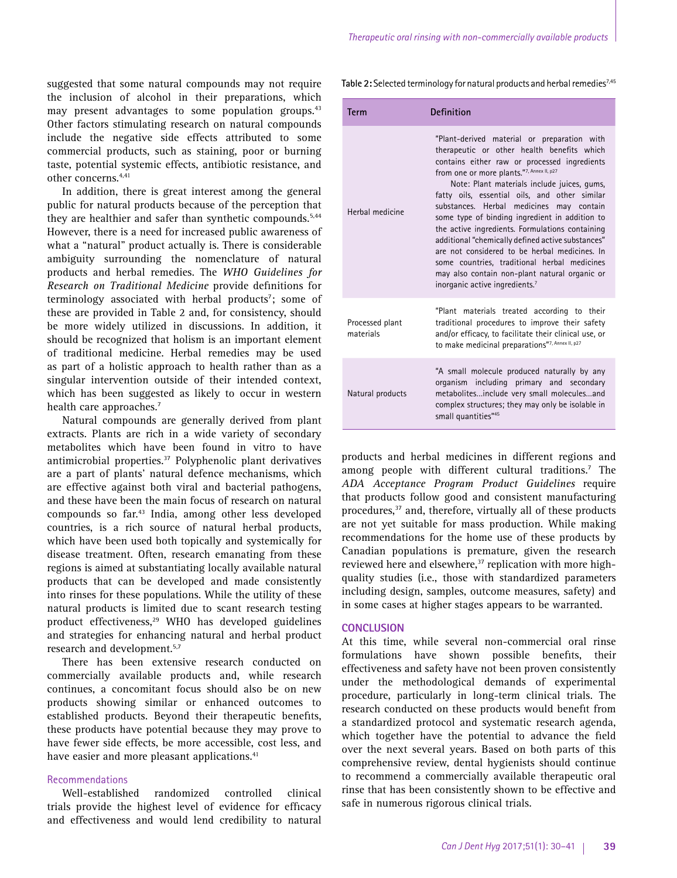suggested that some natural compounds may not require the inclusion of alcohol in their preparations, which may present advantages to some population groups.[43] Other factors stimulating research on natural compounds include the negative side effects attributed to some commercial products, such as staining, poor or burning taste, potential systemic effects, antibiotic resistance, and other concerns.[4,41]

In addition, there is great interest among the general public for natural products because of the perception that they are healthier and safer than synthetic compounds.[5,44] However, there is a need for increased public awareness of what a "natural" product actually is. There is considerable ambiguity surrounding the nomenclature of natural products and herbal remedies. The *WHO Guidelines for Research on Traditional Medicine* provide definitions for terminology associated with herbal products[7]; some of these are provided in Table 2 and, for consistency, should be more widely utilized in discussions. In addition, it should be recognized that holism is an important element of traditional medicine. Herbal remedies may be used as part of a holistic approach to health rather than as a singular intervention outside of their intended context, which has been suggested as likely to occur in western health care approaches.[7]

Natural compounds are generally derived from plant extracts. Plants are rich in a wide variety of secondary metabolites which have been found in vitro to have antimicrobial properties.[37] Polyphenolic plant derivatives are a part of plants' natural defence mechanisms, which are effective against both viral and bacterial pathogens, and these have been the main focus of research on natural compounds so far.[43] India, among other less developed countries, is a rich source of natural herbal products, which have been used both topically and systemically for disease treatment. Often, research emanating from these regions is aimed at substantiating locally available natural products that can be developed and made consistently into rinses for these populations. While the utility of these natural products is limited due to scant research testing product effectiveness,[29] WHO has developed guidelines and strategies for enhancing natural and herbal product research and development.[5,7]

There has been extensive research conducted on commercially available products and, while research continues, a concomitant focus should also be on new products showing similar or enhanced outcomes to established products. Beyond their therapeutic benefits, these products have potential because they may prove to have fewer side effects, be more accessible, cost less, and have easier and more pleasant applications.[41]

**Table 2:** Selected terminology for natural products and herbal remedies[7,45]

| Term | Definition |
|---|---|
| Herbal medicine | "Plant-derived material or preparation with therapeutic or other health benefits which contains either raw or processed ingredients from one or more plants."[7, Annex II, p27] Note: Plant materials include juices, gums, fatty oils, essential oils, and other similar substances. Herbal medicines may contain some type of binding ingredient in addition to the active ingredients. Formulations containing additional "chemically defined active substances" are not considered to be herbal medicines. In some countries, traditional herbal medicines may also contain non-plant natural organic or inorganic active ingredients.[7] |
| Processed plant materials | "Plant materials treated according to their traditional procedures to improve their safety and/or efficacy, to facilitate their clinical use, or to make medicinal preparations"[7, Annex II, p27] |
| Natural products | "A small molecule produced naturally by any organism including primary and secondary metabolites…include very small molecules…and complex structures; they may only be isolable in small quantities"[45] |

### Recommendations

Well-established randomized controlled clinical trials provide the highest level of evidence for efficacy and effectiveness and would lend credibility to natural products and herbal medicines in different regions and among people with different cultural traditions.[7] The *ADA Acceptance Program Product Guidelines* require that products follow good and consistent manufacturing procedures,[37] and, therefore, virtually all of these products are not yet suitable for mass production. While making recommendations for the home use of these products by Canadian populations is premature, given the research reviewed here and elsewhere,[37] replication with more high-quality studies (i.e., those with standardized parameters including design, samples, outcome measures, safety) and in some cases at higher stages appears to be warranted.

## CONCLUSION

At this time, while several non-commercial oral rinse formulations have shown possible benefits, their effectiveness and safety have not been proven consistently under the methodological demands of experimental procedure, particularly in long-term clinical trials. The research conducted on these products would benefit from a standardized protocol and systematic research agenda, which together have the potential to advance the field over the next several years. Based on both parts of this comprehensive review, dental hygienists should continue to recommend a commercially available therapeutic oral rinse that has been consistently shown to be effective and safe in numerous rigorous clinical trials.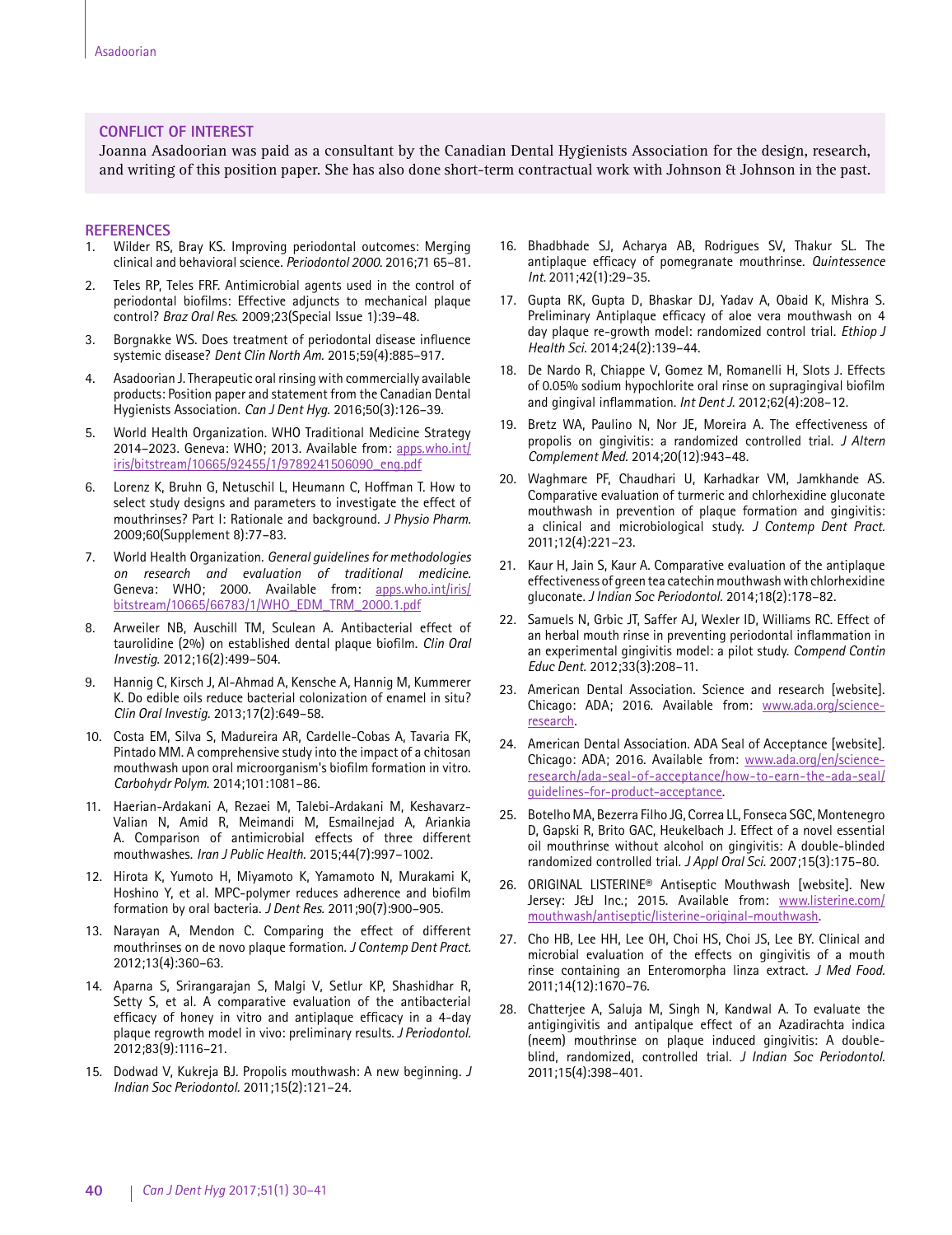## CONFLICT OF INTEREST

Joanna Asadoorian was paid as a consultant by the Canadian Dental Hygienists Association for the design, research, and writing of this position paper. She has also done short-term contractual work with Johnson & Johnson in the past.

## REFERENCES

1. Wilder RS, Bray KS. Improving periodontal outcomes: Merging clinical and behavioral science. *Periodontol 2000.* 2016;71 65–81.
2. Teles RP, Teles FRF. Antimicrobial agents used in the control of periodontal biofilms: Effective adjuncts to mechanical plaque control? *Braz Oral Res.* 2009;23(Special Issue 1):39–48.
3. Borgnakke WS. Does treatment of periodontal disease influence systemic disease? *Dent Clin North Am.* 2015;59(4):885–917.
4. Asadoorian J. Therapeutic oral rinsing with commercially available products: Position paper and statement from the Canadian Dental Hygienists Association. *Can J Dent Hyg.* 2016;50(3):126–39.
5. World Health Organization. WHO Traditional Medicine Strategy 2014–2023. Geneva: WHO; 2013. Available from: apps.who.int/iris/bitstream/10665/92455/1/9789241506090_eng.pdf
6. Lorenz K, Bruhn G, Netuschil L, Heumann C, Hoffman T. How to select study designs and parameters to investigate the effect of mouthrinses? Part I: Rationale and background. *J Physio Pharm.* 2009;60(Supplement 8):77–83.
7. World Health Organization. *General guidelines for methodologies on research and evaluation of traditional medicine.* Geneva: WHO; 2000. Available from: apps.who.int/iris/bitstream/10665/66783/1/WHO_EDM_TRM_2000.1.pdf
8. Arweiler NB, Auschill TM, Sculean A. Antibacterial effect of taurolidine (2%) on established dental plaque biofilm. *Clin Oral Investig.* 2012;16(2):499–504.
9. Hannig C, Kirsch J, Al-Ahmad A, Kensche A, Hannig M, Kummerer K. Do edible oils reduce bacterial colonization of enamel in situ? *Clin Oral Investig.* 2013;17(2):649–58.
10. Costa EM, Silva S, Madureira AR, Cardelle-Cobas A, Tavaria FK, Pintado MM. A comprehensive study into the impact of a chitosan mouthwash upon oral microorganism's biofilm formation in vitro. *Carbohydr Polym.* 2014;101:1081–86.
11. Haerian-Ardakani A, Rezaei M, Talebi-Ardakani M, Keshavarz-Valian N, Amid R, Meimandi M, Esmailnejad A, Ariankia A. Comparison of antimicrobial effects of three different mouthwashes. *Iran J Public Health.* 2015;44(7):997–1002.
12. Hirota K, Yumoto H, Miyamoto K, Yamamoto N, Murakami K, Hoshino Y, et al. MPC-polymer reduces adherence and biofilm formation by oral bacteria. *J Dent Res.* 2011;90(7):900–905.
13. Narayan A, Mendon C. Comparing the effect of different mouthrinses on de novo plaque formation. *J Contemp Dent Pract.* 2012;13(4):360–63.
14. Aparna S, Srirangarajan S, Malgi V, Setlur KP, Shashidhar R, Setty S, et al. A comparative evaluation of the antibacterial efficacy of honey in vitro and antiplaque efficacy in a 4-day plaque regrowth model in vivo: preliminary results. *J Periodontol.* 2012;83(9):1116–21.
15. Dodwad V, Kukreja BJ. Propolis mouthwash: A new beginning. *J Indian Soc Periodontol.* 2011;15(2):121–24.
16. Bhadbhade SJ, Acharya AB, Rodrigues SV, Thakur SL. The antiplaque efficacy of pomegranate mouthrinse. *Quintessence Int.* 2011;42(1):29–35.
17. Gupta RK, Gupta D, Bhaskar DJ, Yadav A, Obaid K, Mishra S. Preliminary Antiplaque efficacy of aloe vera mouthwash on 4 day plaque re-growth model: randomized control trial. *Ethiop J Health Sci.* 2014;24(2):139–44.
18. De Nardo R, Chiappe V, Gomez M, Romanelli H, Slots J. Effects of 0.05% sodium hypochlorite oral rinse on supragingival biofilm and gingival inflammation. *Int Dent J.* 2012;62(4):208–12.
19. Bretz WA, Paulino N, Nor JE, Moreira A. The effectiveness of propolis on gingivitis: a randomized controlled trial. *J Altern Complement Med.* 2014;20(12):943–48.
20. Waghmare PF, Chaudhari U, Karhadkar VM, Jamkhande AS. Comparative evaluation of turmeric and chlorhexidine gluconate mouthwash in prevention of plaque formation and gingivitis: a clinical and microbiological study. *J Contemp Dent Pract.* 2011;12(4):221–23.
21. Kaur H, Jain S, Kaur A. Comparative evaluation of the antiplaque effectiveness of green tea catechin mouthwash with chlorhexidine gluconate. *J Indian Soc Periodontol.* 2014;18(2):178–82.
22. Samuels N, Grbic JT, Saffer AJ, Wexler ID, Williams RC. Effect of an herbal mouth rinse in preventing periodontal inflammation in an experimental gingivitis model: a pilot study. *Compend Contin Educ Dent.* 2012;33(3):208–11.
23. American Dental Association. Science and research [website]. Chicago: ADA; 2016. Available from: www.ada.org/science-research.
24. American Dental Association. ADA Seal of Acceptance [website]. Chicago: ADA; 2016. Available from: www.ada.org/en/science-research/ada-seal-of-acceptance/how-to-earn-the-ada-seal/guidelines-for-product-acceptance.
25. Botelho MA, Bezerra Filho JG, Correa LL, Fonseca SGC, Montenegro D, Gapski R, Brito GAC, Heukelbach J. Effect of a novel essential oil mouthrinse without alcohol on gingivitis: A double-blinded randomized controlled trial. *J Appl Oral Sci.* 2007;15(3):175–80.
26. ORIGINAL LISTERINE® Antiseptic Mouthwash [website]. New Jersey: J&J Inc.; 2015. Available from: www.listerine.com/mouthwash/antiseptic/listerine-original-mouthwash.
27. Cho HB, Lee HH, Lee OH, Choi HS, Choi JS, Lee BY. Clinical and microbial evaluation of the effects on gingivitis of a mouth rinse containing an Enteromorpha linza extract. *J Med Food.* 2011;14(12):1670–76.
28. Chatterjee A, Saluja M, Singh N, Kandwal A. To evaluate the antigingivitis and antipalque effect of an Azadirachta indica (neem) mouthrinse on plaque induced gingivitis: A double-blind, randomized, controlled trial. *J Indian Soc Periodontol.* 2011;15(4):398–401.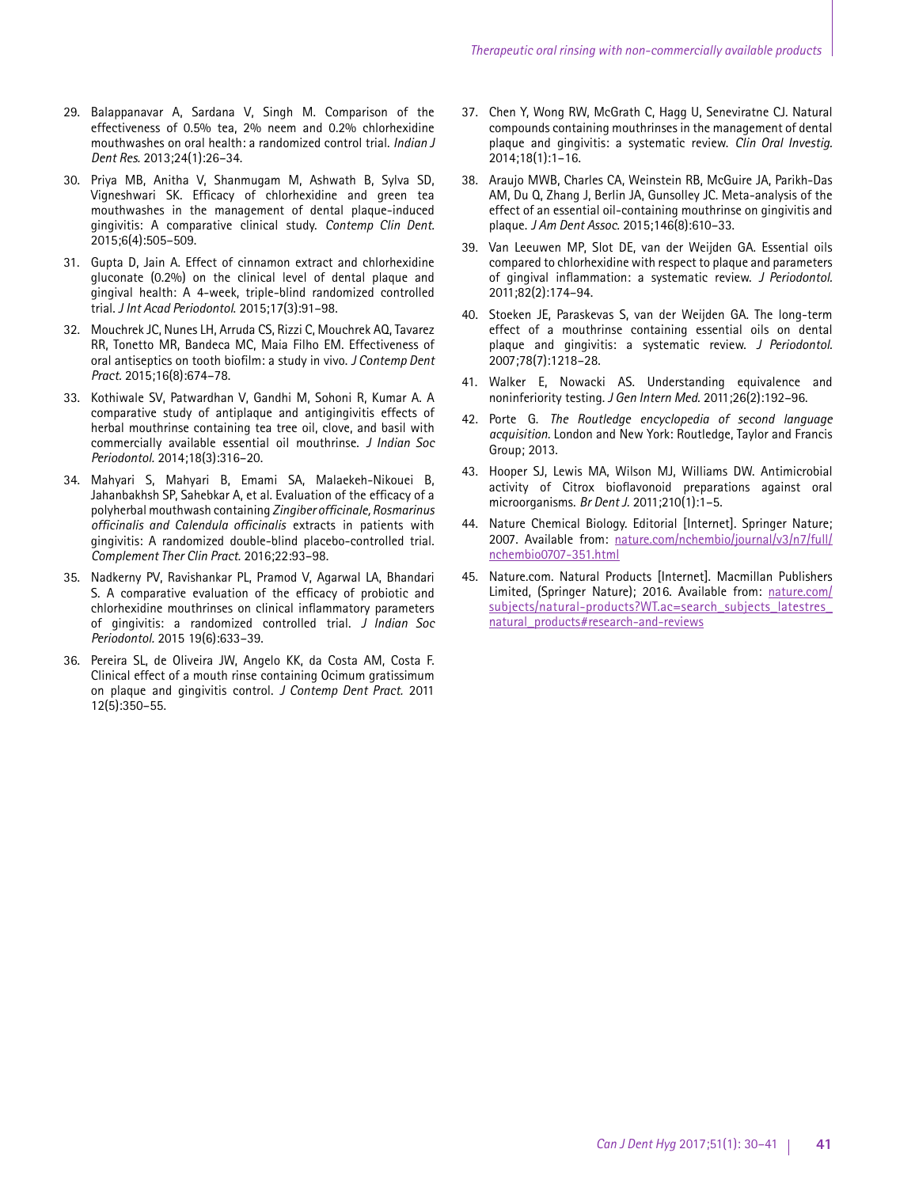29. Balappanavar A, Sardana V, Singh M. Comparison of the effectiveness of 0.5% tea, 2% neem and 0.2% chlorhexidine mouthwashes on oral health: a randomized control trial. *Indian J Dent Res.* 2013;24(1):26–34.

30. Priya MB, Anitha V, Shanmugam M, Ashwath B, Sylva SD, Vigneshwari SK. Efficacy of chlorhexidine and green tea mouthwashes in the management of dental plaque-induced gingivitis: A comparative clinical study. *Contemp Clin Dent.* 2015;6(4):505–509.

31. Gupta D, Jain A. Effect of cinnamon extract and chlorhexidine gluconate (0.2%) on the clinical level of dental plaque and gingival health: A 4-week, triple-blind randomized controlled trial. *J Int Acad Periodontol.* 2015;17(3):91–98.

32. Mouchrek JC, Nunes LH, Arruda CS, Rizzi C, Mouchrek AQ, Tavarez RR, Tonetto MR, Bandeca MC, Maia Filho EM. Effectiveness of oral antiseptics on tooth biofilm: a study in vivo. *J Contemp Dent Pract.* 2015;16(8):674–78.

33. Kothiwale SV, Patwardhan V, Gandhi M, Sohoni R, Kumar A. A comparative study of antiplaque and antigingivitis effects of herbal mouthrinse containing tea tree oil, clove, and basil with commercially available essential oil mouthrinse. *J Indian Soc Periodontol.* 2014;18(3):316–20.

34. Mahyari S, Mahyari B, Emami SA, Malaekeh-Nikouei B, Jahanbakhsh SP, Sahebkar A, et al. Evaluation of the efficacy of a polyherbal mouthwash containing *Zingiber officinale, Rosmarinus officinalis and Calendula officinalis* extracts in patients with gingivitis: A randomized double-blind placebo-controlled trial. *Complement Ther Clin Pract.* 2016;22:93–98.

35. Nadkerny PV, Ravishankar PL, Pramod V, Agarwal LA, Bhandari S. A comparative evaluation of the efficacy of probiotic and chlorhexidine mouthrinses on clinical inflammatory parameters of gingivitis: a randomized controlled trial. *J Indian Soc Periodontol.* 2015 19(6):633–39.

36. Pereira SL, de Oliveira JW, Angelo KK, da Costa AM, Costa F. Clinical effect of a mouth rinse containing Ocimum gratissimum on plaque and gingivitis control. *J Contemp Dent Pract.* 2011 12(5):350–55.

37. Chen Y, Wong RW, McGrath C, Hagg U, Seneviratne CJ. Natural compounds containing mouthrinses in the management of dental plaque and gingivitis: a systematic review. *Clin Oral Investig.* 2014;18(1):1–16.

38. Araujo MWB, Charles CA, Weinstein RB, McGuire JA, Parikh-Das AM, Du Q, Zhang J, Berlin JA, Gunsolley JC. Meta-analysis of the effect of an essential oil-containing mouthrinse on gingivitis and plaque. *J Am Dent Assoc.* 2015;146(8):610–33.

39. Van Leeuwen MP, Slot DE, van der Weijden GA. Essential oils compared to chlorhexidine with respect to plaque and parameters of gingival inflammation: a systematic review. *J Periodontol.* 2011;82(2):174–94.

40. Stoeken JE, Paraskevas S, van der Weijden GA. The long-term effect of a mouthrinse containing essential oils on dental plaque and gingivitis: a systematic review. *J Periodontol.* 2007;78(7):1218–28.

41. Walker E, Nowacki AS. Understanding equivalence and noninferiority testing. *J Gen Intern Med.* 2011;26(2):192–96.

42. Porte G. *The Routledge encyclopedia of second language acquisition.* London and New York: Routledge, Taylor and Francis Group; 2013.

43. Hooper SJ, Lewis MA, Wilson MJ, Williams DW. Antimicrobial activity of Citrox bioflavonoid preparations against oral microorganisms. *Br Dent J.* 2011;210(1):1–5.

44. Nature Chemical Biology. Editorial [Internet]. Springer Nature; 2007. Available from: nature.com/nchembio/journal/v3/n7/full/nchembio0707-351.html

45. Nature.com. Natural Products [Internet]. Macmillan Publishers Limited, (Springer Nature); 2016. Available from: nature.com/subjects/natural-products?WT.ac=search_subjects_latestres_natural_products#research-and-reviews